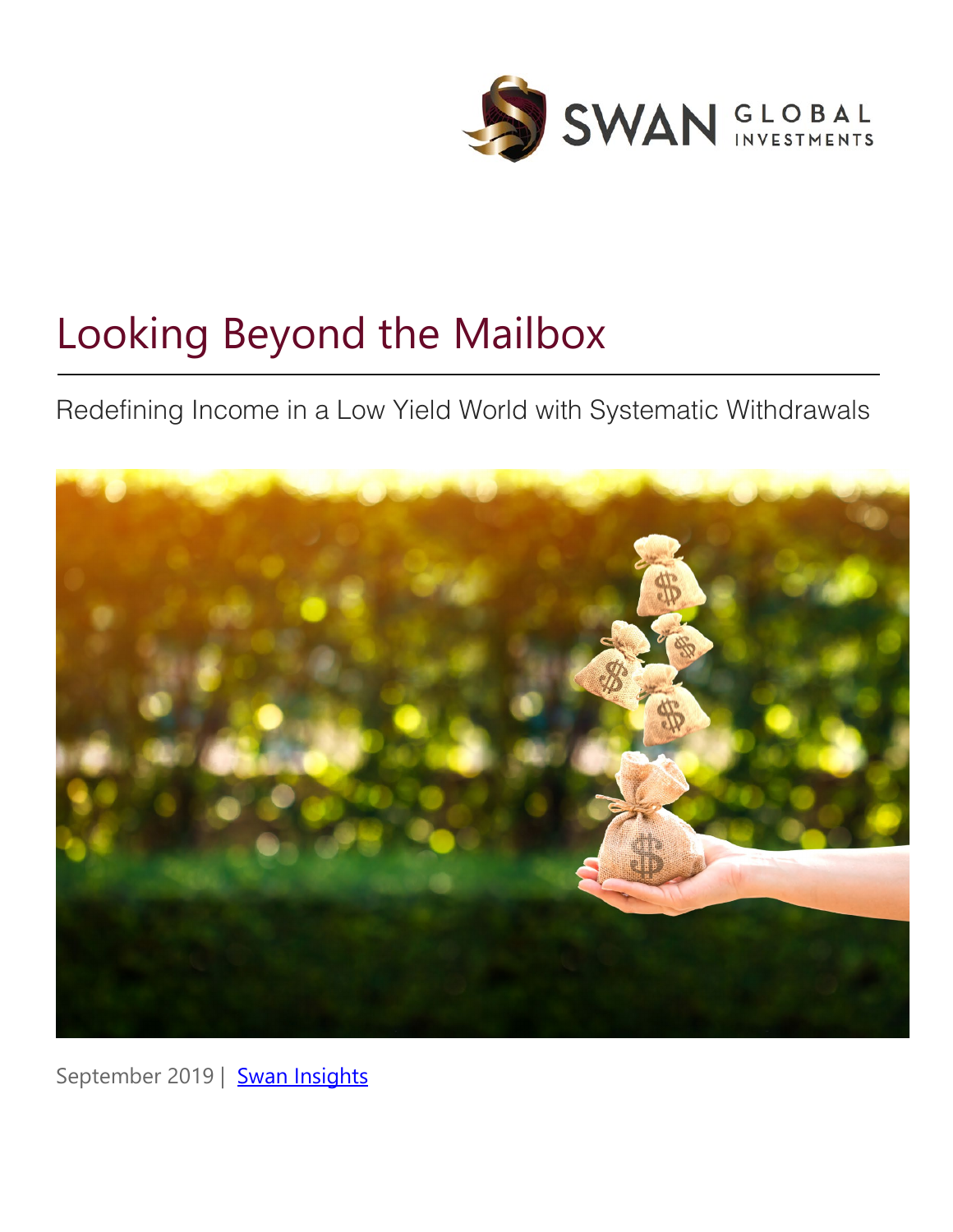SWAN GLOBAL INVESTMENTS

# Looking Beyond the Mailbox

## Redefining Income in a Low Yield World with Systematic Withdrawals

September 2019 | [Swan Insights]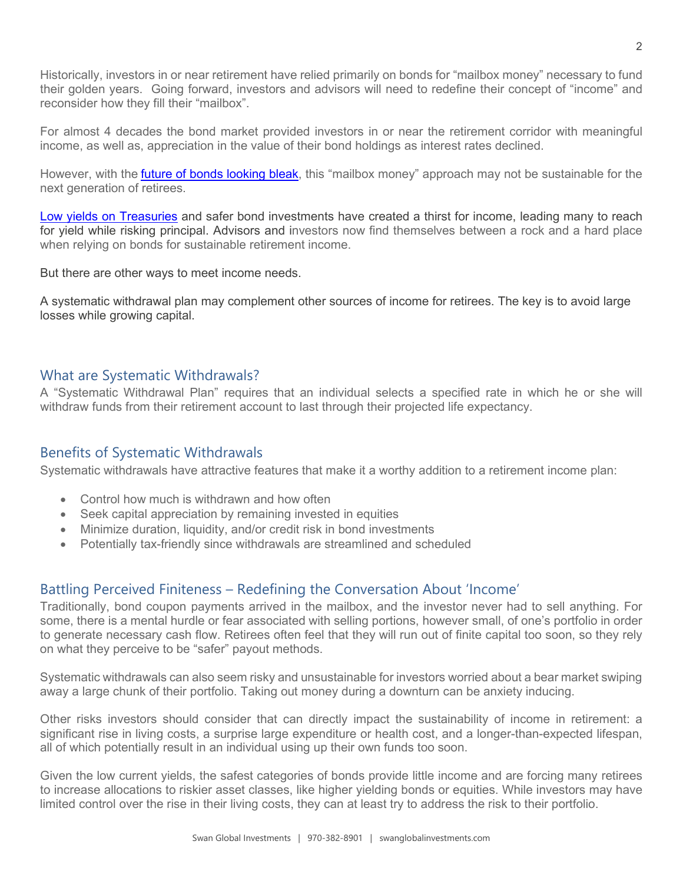Historically, investors in or near retirement have relied primarily on bonds for "mailbox money" necessary to fund their golden years. Going forward, investors and advisors will need to redefine their concept of "income" and reconsider how they fill their "mailbox".

For almost 4 decades the bond market provided investors in or near the retirement corridor with meaningful income, as well as, appreciation in the value of their bond holdings as interest rates declined.

However, with the future of bonds looking bleak, this "mailbox money" approach may not be sustainable for the next generation of retirees.

Low yields on Treasuries and safer bond investments have created a thirst for income, leading many to reach for yield while risking principal. Advisors and investors now find themselves between a rock and a hard place when relying on bonds for sustainable retirement income.

But there are other ways to meet income needs.

A systematic withdrawal plan may complement other sources of income for retirees. The key is to avoid large losses while growing capital.

## What are Systematic Withdrawals?

A "Systematic Withdrawal Plan" requires that an individual selects a specified rate in which he or she will withdraw funds from their retirement account to last through their projected life expectancy.

## Benefits of Systematic Withdrawals

Systematic withdrawals have attractive features that make it a worthy addition to a retirement income plan:

- Control how much is withdrawn and how often
- Seek capital appreciation by remaining invested in equities
- Minimize duration, liquidity, and/or credit risk in bond investments
- Potentially tax-friendly since withdrawals are streamlined and scheduled

## Battling Perceived Finiteness – Redefining the Conversation About 'Income'

Traditionally, bond coupon payments arrived in the mailbox, and the investor never had to sell anything. For some, there is a mental hurdle or fear associated with selling portions, however small, of one's portfolio in order to generate necessary cash flow. Retirees often feel that they will run out of finite capital too soon, so they rely on what they perceive to be "safer" payout methods.

Systematic withdrawals can also seem risky and unsustainable for investors worried about a bear market swiping away a large chunk of their portfolio. Taking out money during a downturn can be anxiety inducing.

Other risks investors should consider that can directly impact the sustainability of income in retirement: a significant rise in living costs, a surprise large expenditure or health cost, and a longer-than-expected lifespan, all of which potentially result in an individual using up their own funds too soon.

Given the low current yields, the safest categories of bonds provide little income and are forcing many retirees to increase allocations to riskier asset classes, like higher yielding bonds or equities. While investors may have limited control over the rise in their living costs, they can at least try to address the risk to their portfolio.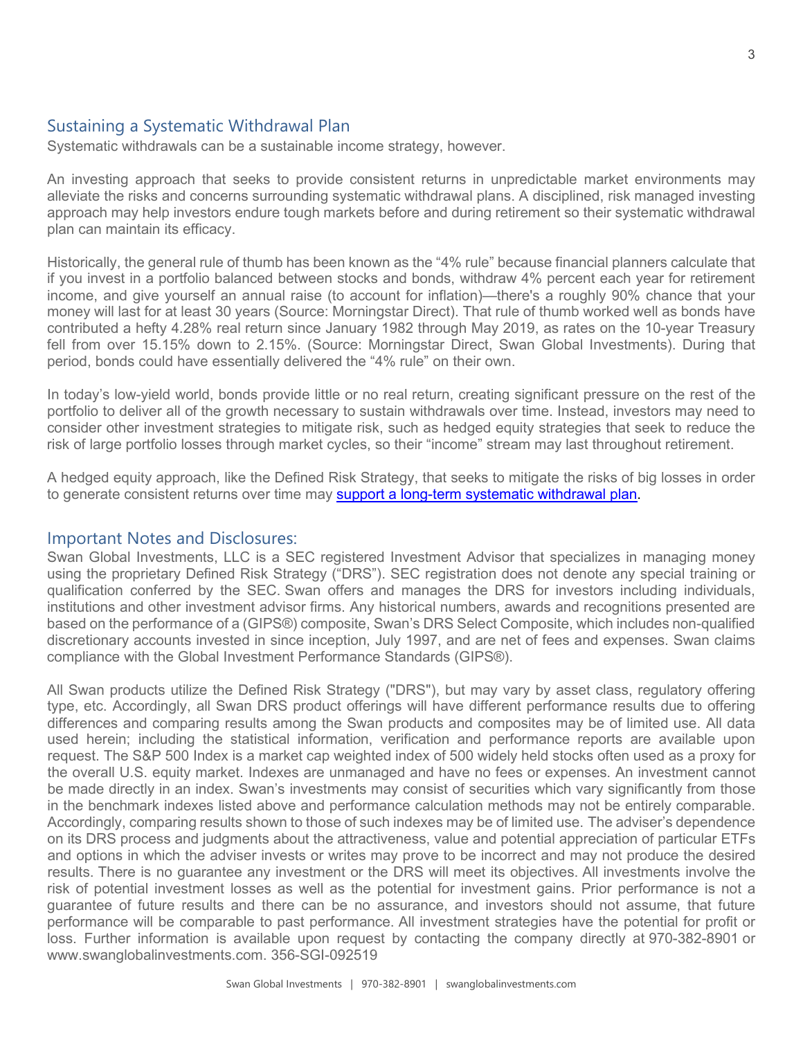## Sustaining a Systematic Withdrawal Plan

Systematic withdrawals can be a sustainable income strategy, however.

An investing approach that seeks to provide consistent returns in unpredictable market environments may alleviate the risks and concerns surrounding systematic withdrawal plans. A disciplined, risk managed investing approach may help investors endure tough markets before and during retirement so their systematic withdrawal plan can maintain its efficacy.

Historically, the general rule of thumb has been known as the "4% rule" because financial planners calculate that if you invest in a portfolio balanced between stocks and bonds, withdraw 4% percent each year for retirement income, and give yourself an annual raise (to account for inflation)—there's a roughly 90% chance that your money will last for at least 30 years (Source: Morningstar Direct). That rule of thumb worked well as bonds have contributed a hefty 4.28% real return since January 1982 through May 2019, as rates on the 10-year Treasury fell from over 15.15% down to 2.15%. (Source: Morningstar Direct, Swan Global Investments). During that period, bonds could have essentially delivered the "4% rule" on their own.

In today's low-yield world, bonds provide little or no real return, creating significant pressure on the rest of the portfolio to deliver all of the growth necessary to sustain withdrawals over time. Instead, investors may need to consider other investment strategies to mitigate risk, such as hedged equity strategies that seek to reduce the risk of large portfolio losses through market cycles, so their "income" stream may last throughout retirement.

A hedged equity approach, like the Defined Risk Strategy, that seeks to mitigate the risks of big losses in order to generate consistent returns over time may support a long-term systematic withdrawal plan.

## Important Notes and Disclosures:

Swan Global Investments, LLC is a SEC registered Investment Advisor that specializes in managing money using the proprietary Defined Risk Strategy ("DRS"). SEC registration does not denote any special training or qualification conferred by the SEC. Swan offers and manages the DRS for investors including individuals, institutions and other investment advisor firms. Any historical numbers, awards and recognitions presented are based on the performance of a (GIPS®) composite, Swan's DRS Select Composite, which includes non-qualified discretionary accounts invested in since inception, July 1997, and are net of fees and expenses. Swan claims compliance with the Global Investment Performance Standards (GIPS®).

All Swan products utilize the Defined Risk Strategy ("DRS"), but may vary by asset class, regulatory offering type, etc. Accordingly, all Swan DRS product offerings will have different performance results due to offering differences and comparing results among the Swan products and composites may be of limited use. All data used herein; including the statistical information, verification and performance reports are available upon request. The S&P 500 Index is a market cap weighted index of 500 widely held stocks often used as a proxy for the overall U.S. equity market. Indexes are unmanaged and have no fees or expenses. An investment cannot be made directly in an index. Swan's investments may consist of securities which vary significantly from those in the benchmark indexes listed above and performance calculation methods may not be entirely comparable. Accordingly, comparing results shown to those of such indexes may be of limited use. The adviser's dependence on its DRS process and judgments about the attractiveness, value and potential appreciation of particular ETFs and options in which the adviser invests or writes may prove to be incorrect and may not produce the desired results. There is no guarantee any investment or the DRS will meet its objectives. All investments involve the risk of potential investment losses as well as the potential for investment gains. Prior performance is not a guarantee of future results and there can be no assurance, and investors should not assume, that future performance will be comparable to past performance. All investment strategies have the potential for profit or loss. Further information is available upon request by contacting the company directly at 970-382-8901 or www.swanglobalinvestments.com. 356-SGI-092519